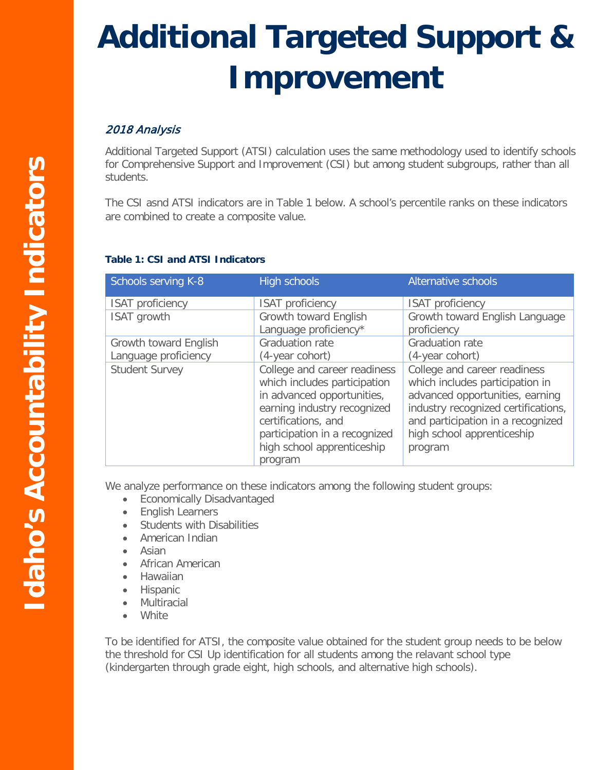# Additional Targeted Support & Improvement

*2018 Analysis*

Additional Targeted Support (ATSI) calculation uses the same methodology used to identify schools for Comprehensive Support and Improvement (CSI) but among student subgroups, rather than all students.

The CSI asnd ATSI indicators are in Table 1 below. A school's percentile ranks on these indicators are combined to create a composite value.

**Table 1: CSI and ATSI Indicators**

| Schools serving K-8 | High schools | Alternative schools |
|---|---|---|
| ISAT proficiency | ISAT proficiency | ISAT proficiency |
| ISAT growth | Growth toward English Language proficiency* | Growth toward English Language proficiency |
| Growth toward English Language proficiency | Graduation rate (4-year cohort) | Graduation rate (4-year cohort) |
| Student Survey | College and career readiness which includes participation in advanced opportunities, earning industry recognized certifications, and participation in a recognized high school apprenticeship program | College and career readiness which includes participation in advanced opportunities, earning industry recognized certifications, and participation in a recognized high school apprenticeship program |

We analyze performance on these indicators among the following student groups:

- Economically Disadvantaged
- English Learners
- Students with Disabilities
- American Indian
- Asian
- African American
- Hawaiian
- Hispanic
- Multiracial
- White

To be identified for ATSI, the composite value obtained for the student group needs to be below the threshold for CSI Up identification for all students among the relavant school type (kindergarten through grade eight, high schools, and alternative high schools).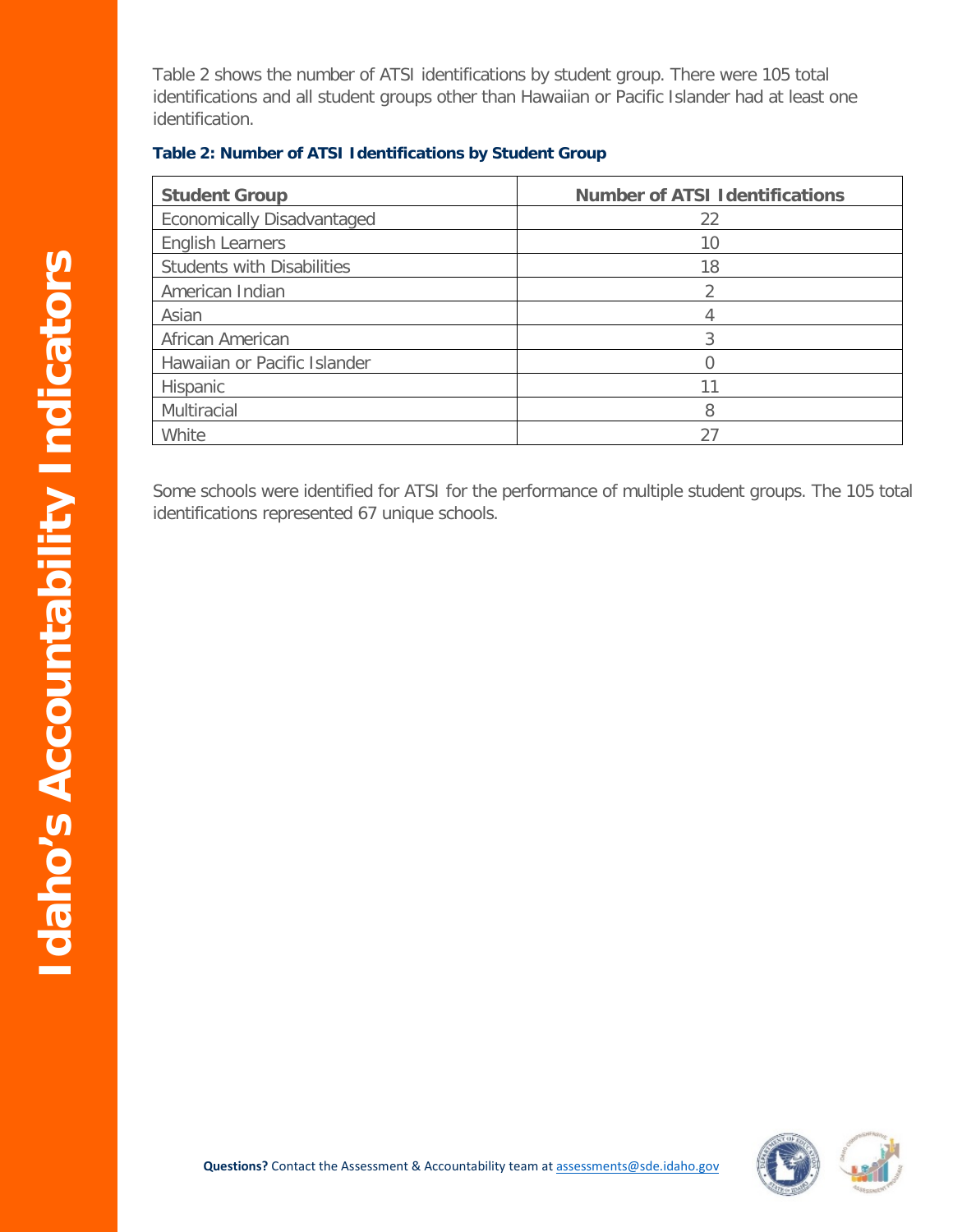Table 2 shows the number of ATSI identifications by student group. There were 105 total identifications and all student groups other than Hawaiian or Pacific Islander had at least one identification.

**Table 2: Number of ATSI Identifications by Student Group**

| Student Group | Number of ATSI Identifications |
|---|---|
| Economically Disadvantaged | 22 |
| English Learners | 10 |
| Students with Disabilities | 18 |
| American Indian | 2 |
| Asian | 4 |
| African American | 3 |
| Hawaiian or Pacific Islander | 0 |
| Hispanic | 11 |
| Multiracial | 8 |
| White | 27 |

Some schools were identified for ATSI for the performance of multiple student groups. The 105 total identifications represented 67 unique schools.